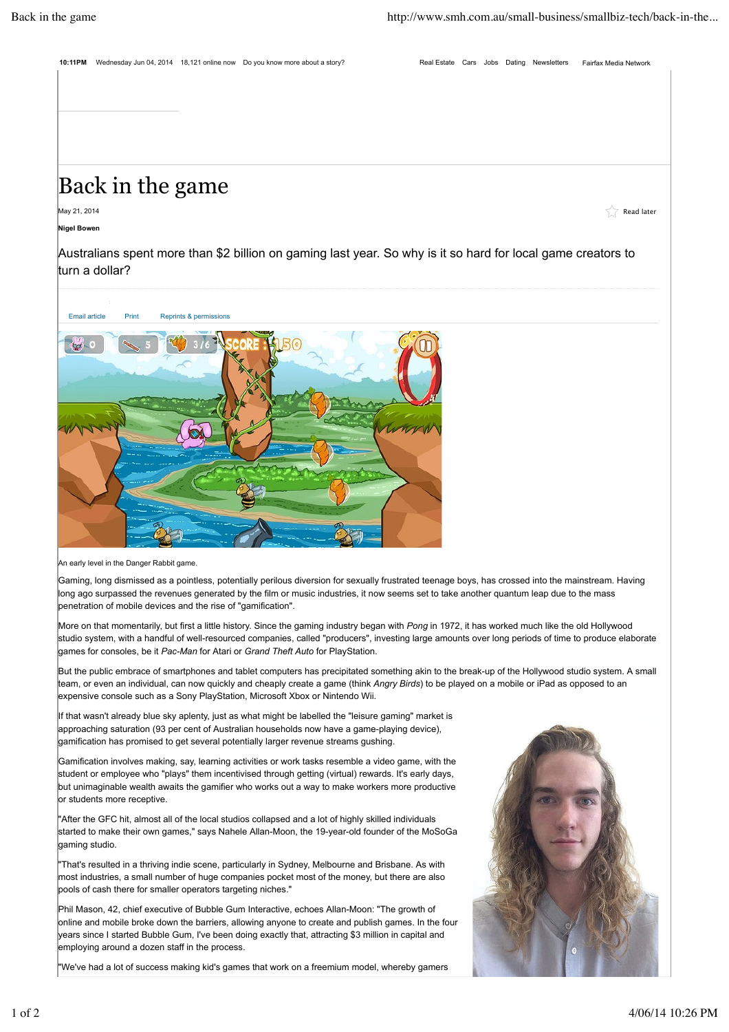# Back in the game

May 21, 2014

**Nigel Bowen**

Australians spent more than $2 billion on gaming last year. So why is it so hard for local game creators to turn a dollar?

An early level in the Danger Rabbit game.

Gaming, long dismissed as a pointless, potentially perilous diversion for sexually frustrated teenage boys, has crossed into the mainstream. Having long ago surpassed the revenues generated by the film or music industries, it now seems set to take another quantum leap due to the mass penetration of mobile devices and the rise of "gamification".

More on that momentarily, but first a little history. Since the gaming industry began with *Pong* in 1972, it has worked much like the old Hollywood studio system, with a handful of well-resourced companies, called "producers", investing large amounts over long periods of time to produce elaborate games for consoles, be it *Pac-Man* for Atari or *Grand Theft Auto* for PlayStation.

But the public embrace of smartphones and tablet computers has precipitated something akin to the break-up of the Hollywood studio system. A small team, or even an individual, can now quickly and cheaply create a game (think *Angry Birds*) to be played on a mobile or iPad as opposed to an expensive console such as a Sony PlayStation, Microsoft Xbox or Nintendo Wii.

If that wasn't already blue sky aplenty, just as what might be labelled the "leisure gaming" market is approaching saturation (93 per cent of Australian households now have a game-playing device), gamification has promised to get several potentially larger revenue streams gushing.

Gamification involves making, say, learning activities or work tasks resemble a video game, with the student or employee who "plays" them incentivised through getting (virtual) rewards. It's early days, but unimaginable wealth awaits the gamifier who works out a way to make workers more productive or students more receptive.

"After the GFC hit, almost all of the local studios collapsed and a lot of highly skilled individuals started to make their own games," says Nahele Allan-Moon, the 19-year-old founder of the MoSoGa gaming studio.

"That's resulted in a thriving indie scene, particularly in Sydney, Melbourne and Brisbane. As with most industries, a small number of huge companies pocket most of the money, but there are also pools of cash there for smaller operators targeting niches."

Phil Mason, 42, chief executive of Bubble Gum Interactive, echoes Allan-Moon: "The growth of online and mobile broke down the barriers, allowing anyone to create and publish games. In the four years since I started Bubble Gum, I've been doing exactly that, attracting $3 million in capital and employing around a dozen staff in the process.

"We've had a lot of success making kid's games that work on a freemium model, whereby gamers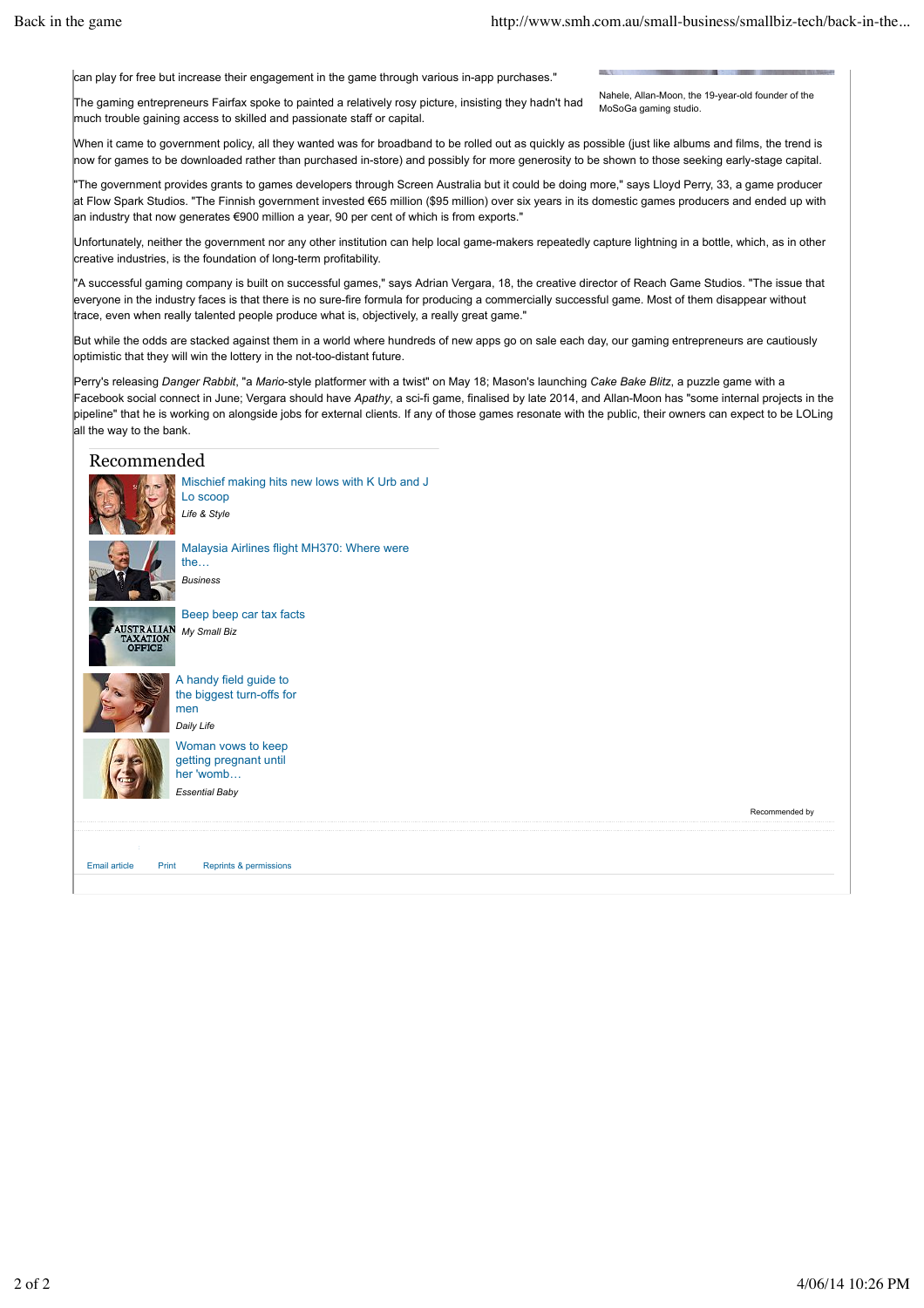can play for free but increase their engagement in the game through various in-app purchases."

Nahele, Allan-Moon, the 19-year-old founder of the MoSoGa gaming studio.

The gaming entrepreneurs Fairfax spoke to painted a relatively rosy picture, insisting they hadn't had much trouble gaining access to skilled and passionate staff or capital.

When it came to government policy, all they wanted was for broadband to be rolled out as quickly as possible (just like albums and films, the trend is now for games to be downloaded rather than purchased in-store) and possibly for more generosity to be shown to those seeking early-stage capital.

"The government provides grants to games developers through Screen Australia but it could be doing more," says Lloyd Perry, 33, a game producer at Flow Spark Studios. "The Finnish government invested €65 million ($95 million) over six years in its domestic games producers and ended up with an industry that now generates €900 million a year, 90 per cent of which is from exports."

Unfortunately, neither the government nor any other institution can help local game-makers repeatedly capture lightning in a bottle, which, as in other creative industries, is the foundation of long-term profitability.

"A successful gaming company is built on successful games," says Adrian Vergara, 18, the creative director of Reach Game Studios. "The issue that everyone in the industry faces is that there is no sure-fire formula for producing a commercially successful game. Most of them disappear without trace, even when really talented people produce what is, objectively, a really great game."

But while the odds are stacked against them in a world where hundreds of new apps go on sale each day, our gaming entrepreneurs are cautiously optimistic that they will win the lottery in the not-too-distant future.

Perry's releasing *Danger Rabbit*, "a *Mario*-style platformer with a twist" on May 18; Mason's launching *Cake Bake Blitz*, a puzzle game with a Facebook social connect in June; Vergara should have *Apathy*, a sci-fi game, finalised by late 2014, and Allan-Moon has "some internal projects in the pipeline" that he is working on alongside jobs for external clients. If any of those games resonate with the public, their owners can expect to be LOLing all the way to the bank.

## Recommended

Mischief making hits new lows with K Urb and J Lo scoop
*Life & Style*

Malaysia Airlines flight MH370: Where were the…
*Business*

Beep beep car tax facts
*My Small Biz*

A handy field guide to the biggest turn-offs for men
*Daily Life*

Woman vows to keep getting pregnant until her 'womb…
*Essential Baby*

Recommended by

Email article   Print   Reprints & permissions